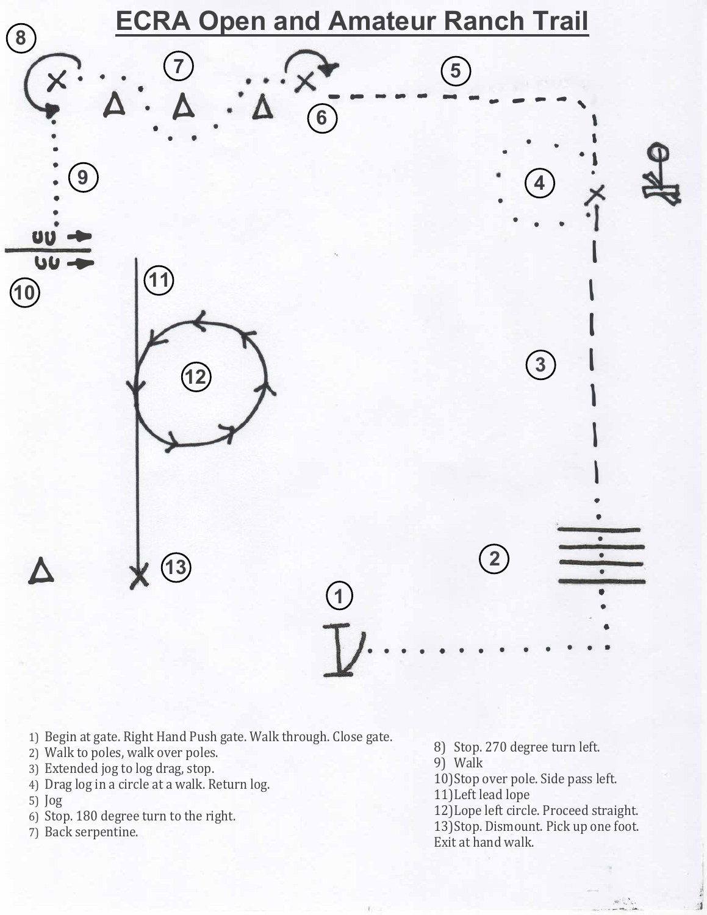# ECRA Open and Amateur Ranch Trail

1) Begin at gate. Right Hand Push gate. Walk through. Close gate.
2) Walk to poles, walk over poles.
3) Extended jog to log drag, stop.
4) Drag log in a circle at a walk. Return log.
5) Jog
6) Stop. 180 degree turn to the right.
7) Back serpentine.
8) Stop. 270 degree turn left.
9) Walk
10) Stop over pole. Side pass left.
11) Left lead lope
12) Lope left circle. Proceed straight.
13) Stop. Dismount. Pick up one foot.

Exit at hand walk.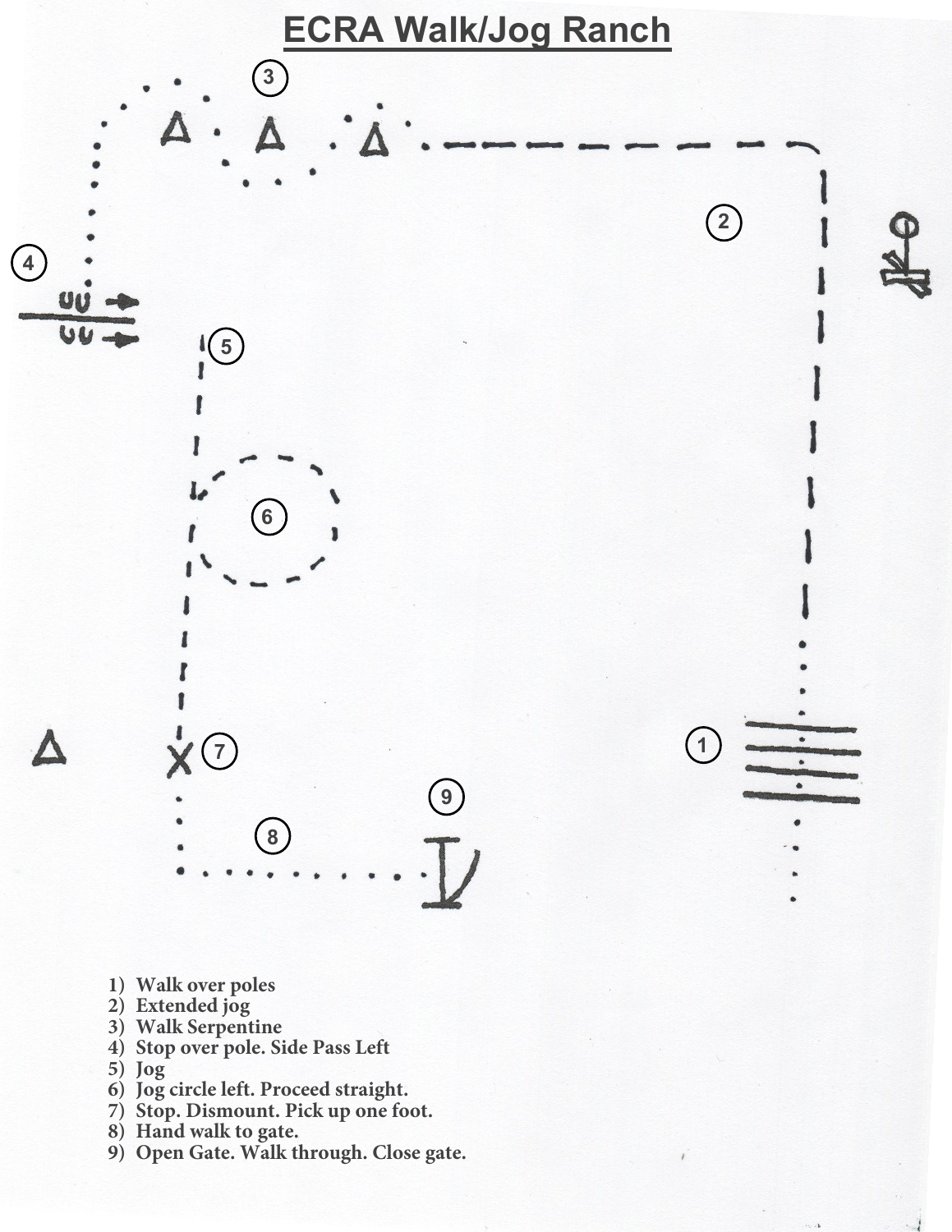# ECRA Walk/Jog Ranch

3

2

4

5

6

1

7

9

8

1) Walk over poles
2) Extended jog
3) Walk Serpentine
4) Stop over pole. Side Pass Left
5) Jog
6) Jog circle left. Proceed straight.
7) Stop. Dismount. Pick up one foot.
8) Hand walk to gate.
9) Open Gate. Walk through. Close gate.